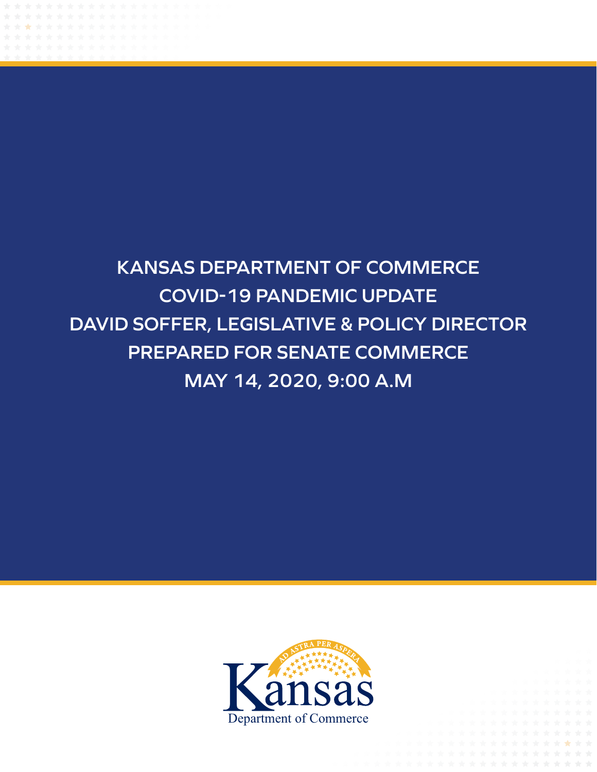# KANSAS DEPARTMENT OF COMMERCE
# COVID-19 PANDEMIC UPDATE
# DAVID SOFFER, LEGISLATIVE & POLICY DIRECTOR
# PREPARED FOR SENATE COMMERCE
# MAY 14, 2020, 9:00 A.M

AD ASTRA PER ASPERA

Kansas

Department of Commerce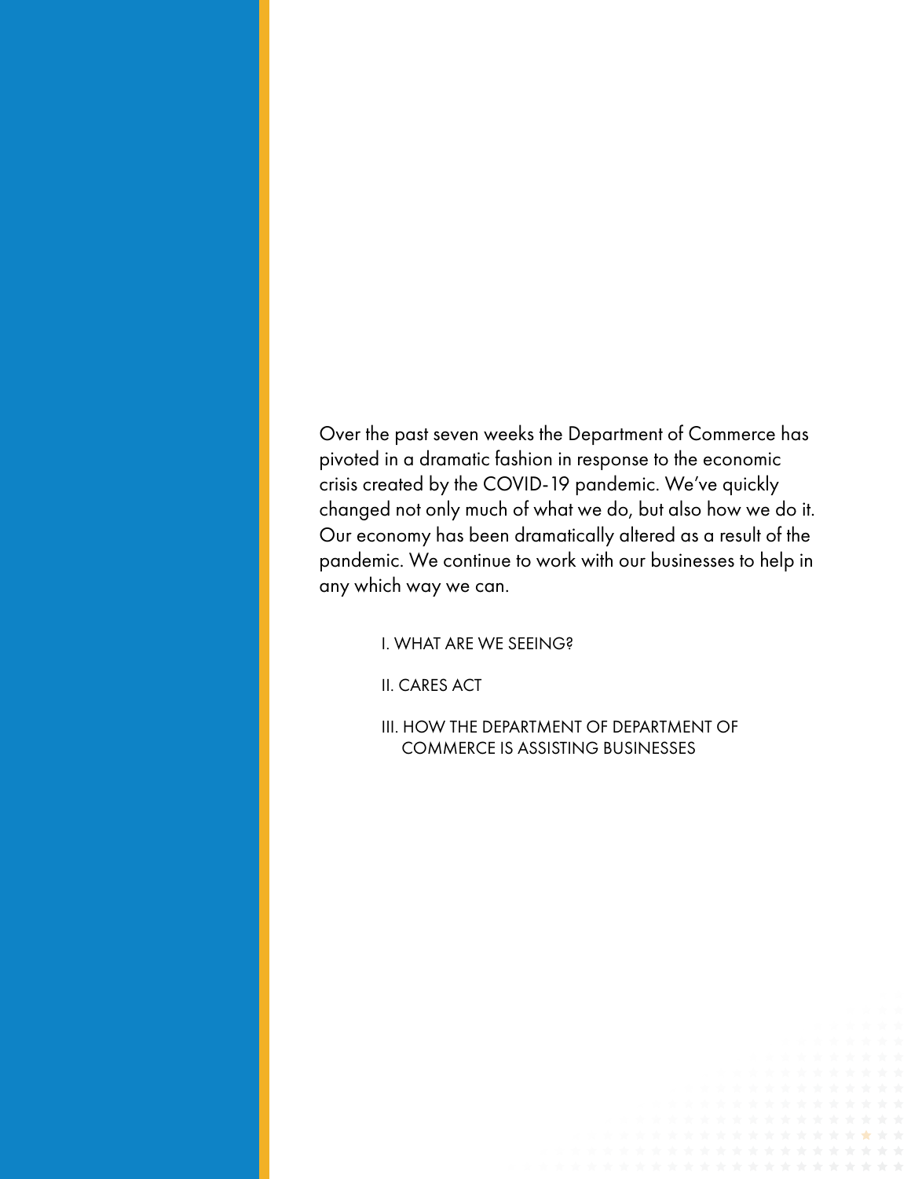Over the past seven weeks the Department of Commerce has pivoted in a dramatic fashion in response to the economic crisis created by the COVID-19 pandemic. We've quickly changed not only much of what we do, but also how we do it. Our economy has been dramatically altered as a result of the pandemic. We continue to work with our businesses to help in any which way we can.

- I. WHAT ARE WE SEEING?
- II. CARES ACT
- III. HOW THE DEPARTMENT OF DEPARTMENT OF COMMERCE IS ASSISTING BUSINESSES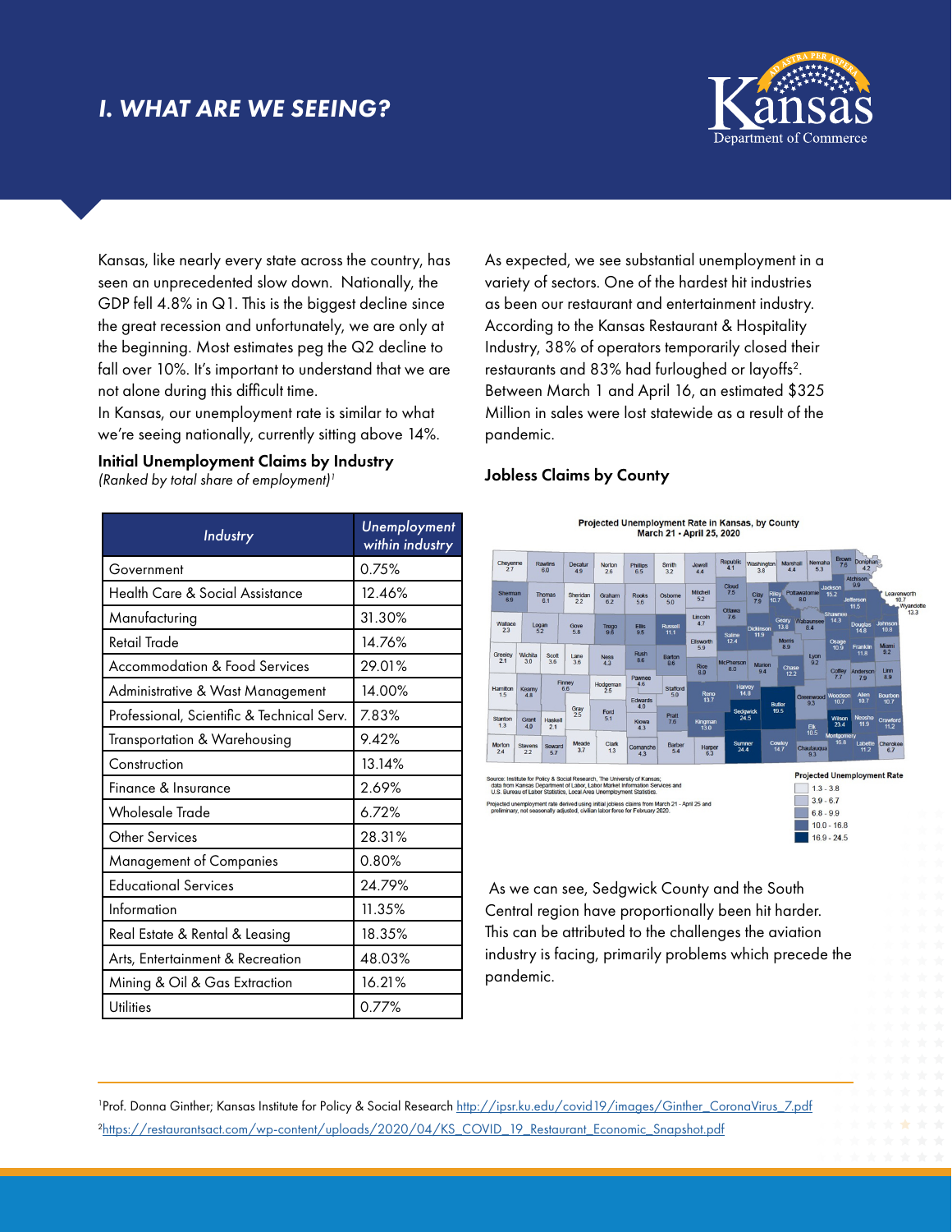## I. WHAT ARE WE SEEING?

Kansas, like nearly every state across the country, has seen an unprecedented slow down. Nationally, the GDP fell 4.8% in Q1. This is the biggest decline since the great recession and unfortunately, we are only at the beginning. Most estimates peg the Q2 decline to fall over 10%. It's important to understand that we are not alone during this difficult time.

In Kansas, our unemployment rate is similar to what we're seeing nationally, currently sitting above 14%.

### Initial Unemployment Claims by Industry

*(Ranked by total share of employment)*[1]

| Industry | Unemployment within industry |
|---|---|
| Government | 0.75% |
| Health Care & Social Assistance | 12.46% |
| Manufacturing | 31.30% |
| Retail Trade | 14.76% |
| Accommodation & Food Services | 29.01% |
| Administrative & Wast Management | 14.00% |
| Professional, Scientific & Technical Serv. | 7.83% |
| Transportation & Warehousing | 9.42% |
| Construction | 13.14% |
| Finance & Insurance | 2.69% |
| Wholesale Trade | 6.72% |
| Other Services | 28.31% |
| Management of Companies | 0.80% |
| Educational Services | 24.79% |
| Information | 11.35% |
| Real Estate & Rental & Leasing | 18.35% |
| Arts, Entertainment & Recreation | 48.03% |
| Mining & Oil & Gas Extraction | 16.21% |
| Utilities | 0.77% |

As expected, we see substantial unemployment in a variety of sectors. One of the hardest hit industries as been our restaurant and entertainment industry. According to the Kansas Restaurant & Hospitality Industry, 38% of operators temporarily closed their restaurants and 83% had furloughed or layoffs[2]. Between March 1 and April 16, an estimated $325 Million in sales were lost statewide as a result of the pandemic.

### Jobless Claims by County

Projected Unemployment Rate in Kansas, by County
March 21 - April 25, 2020

Cheyenne 2.7, Rawlins 6.0, Decatur 4.9, Norton 2.6, Phillips 6.5, Smith 3.2, Jewell 4.4, Republic 4.1, Washington 3.8, Marshall 4.4, Nemaha 5.3, Brown 7.6, Doniphan 4.2, Sherman 6.9, Thomas 6.1, Sheridan 2.2, Graham 6.2, Rooks 5.6, Osborne 5.0, Mitchell 5.2, Cloud 7.5, Clay 7.9, Riley 10.7, Pottawatomie 8.0, Jackson 15.2, Atchison 9.9, Jefferson 11.5, Leavenworth 10.7, Wyandotte 13.3, Wallace 2.3, Logan 5.2, Gove 5.8, Trego 9.6, Ellis 9.5, Russell 11.1, Lincoln 4.7, Ottawa 7.6, Dickinson 11.9, Geary 13.8, Wabaunsee 8.4, Shawnee 14.3, Douglas 14.8, Johnson 10.8, Ellsworth 5.9, Saline 12.4, Morris 8.9, Osage 10.9, Franklin 11.8, Miami 9.2, Greeley 2.1, Wichita 3.0, Scott 3.6, Lane 3.6, Ness 4.3, Rush 8.6, Barton 8.6, Rice 8.9, McPherson 6.0, Marion 9.4, Chase 12.2, Lyon 9.2, Coffey 7.7, Anderson 7.9, Linn 8.9, Hamilton 1.5, Kearny 4.8, Finney 6.6, Hodgeman 2.5, Pawnee 4.6, Stafford 5.9, Edwards 4.0, Reno 13.7, Harvey 14.8, Butler 19.5, Greenwood 9.3, Woodson 10.7, Allen 10.7, Bourbon 10.7, Stanton 1.3, Grant 4.0, Haskell 2.1, Gray 2.5, Ford 5.1, Kiowa 4.3, Pratt 7.6, Kingman 13.0, Sedgwick 24.5, Elk 10.5, Wilson 23.4, Neosho 11.9, Crawford 11.2, Morton 2.4, Stevens 2.2, Seward 5.7, Meade 3.7, Clark 1.3, Comanche 4.3, Barber 5.4, Harper 6.3, Sumner 24.4, Cowley 14.7, Chautauqua 9.3, Montgomery 16.8, Labette 11.2, Cherokee 6.7

Source: Institute for Policy & Social Research, The University of Kansas; data from Kansas Department of Labor, Labor Market Information Services and U.S. Bureau of Labor Statistics, Local Area Unemployment Statistics.

Projected unemployment rate derived using initial jobless claims from March 21 - April 25 and preliminary, not seasonally adjusted, civilian labor force for February 2020.

Projected Unemployment Rate
1.3 - 3.8
3.9 - 6.7
6.8 - 9.9
10.0 - 16.8
16.9 - 24.5

As we can see, Sedgwick County and the South Central region have proportionally been hit harder. This can be attributed to the challenges the aviation industry is facing, primarily problems which precede the pandemic.

---

[1] Prof. Donna Ginther; Kansas Institute for Policy & Social Research http://ipsr.ku.edu/covid19/images/Ginther_CoronaVirus_7.pdf

[2] https://restaurantsact.com/wp-content/uploads/2020/04/KS_COVID_19_Restaurant_Economic_Snapshot.pdf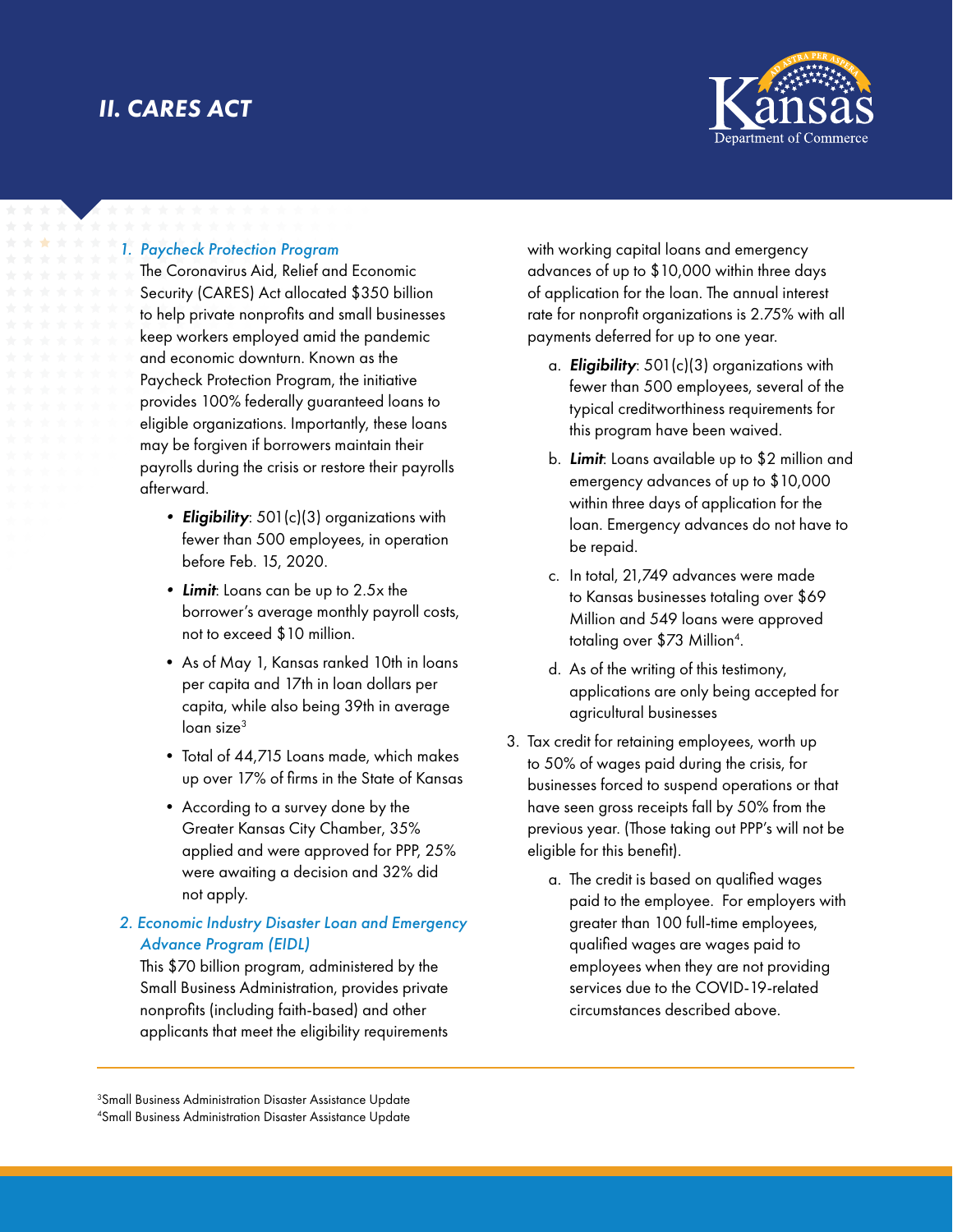## II. CARES ACT

1. *Paycheck Protection Program*

   The Coronavirus Aid, Relief and Economic Security (CARES) Act allocated $350 billion to help private nonprofits and small businesses keep workers employed amid the pandemic and economic downturn. Known as the Paycheck Protection Program, the initiative provides 100% federally guaranteed loans to eligible organizations. Importantly, these loans may be forgiven if borrowers maintain their payrolls during the crisis or restore their payrolls afterward.

   - ***Eligibility***: 501(c)(3) organizations with fewer than 500 employees, in operation before Feb. 15, 2020.
   - ***Limit***: Loans can be up to 2.5x the borrower's average monthly payroll costs, not to exceed $10 million.
   - As of May 1, Kansas ranked 10th in loans per capita and 17th in loan dollars per capita, while also being 39th in average loan size[3]
   - Total of 44,715 Loans made, which makes up over 17% of firms in the State of Kansas
   - According to a survey done by the Greater Kansas City Chamber, 35% applied and were approved for PPP, 25% were awaiting a decision and 32% did not apply.

2. *Economic Industry Disaster Loan and Emergency Advance Program (EIDL)*

   This $70 billion program, administered by the Small Business Administration, provides private nonprofits (including faith-based) and other applicants that meet the eligibility requirements with working capital loans and emergency advances of up to $10,000 within three days of application for the loan. The annual interest rate for nonprofit organizations is 2.75% with all payments deferred for up to one year.

   a. ***Eligibility***: 501(c)(3) organizations with fewer than 500 employees, several of the typical creditworthiness requirements for this program have been waived.

   b. ***Limit***: Loans available up to $2 million and emergency advances of up to $10,000 within three days of application for the loan. Emergency advances do not have to be repaid.

   c. In total, 21,749 advances were made to Kansas businesses totaling over $69 Million and 549 loans were approved totaling over $73 Million[4].

   d. As of the writing of this testimony, applications are only being accepted for agricultural businesses

3. Tax credit for retaining employees, worth up to 50% of wages paid during the crisis, for businesses forced to suspend operations or that have seen gross receipts fall by 50% from the previous year. (Those taking out PPP's will not be eligible for this benefit).

   a. The credit is based on qualified wages paid to the employee. For employers with greater than 100 full-time employees, qualified wages are wages paid to employees when they are not providing services due to the COVID-19-related circumstances described above.

---

[3] Small Business Administration Disaster Assistance Update

[4] Small Business Administration Disaster Assistance Update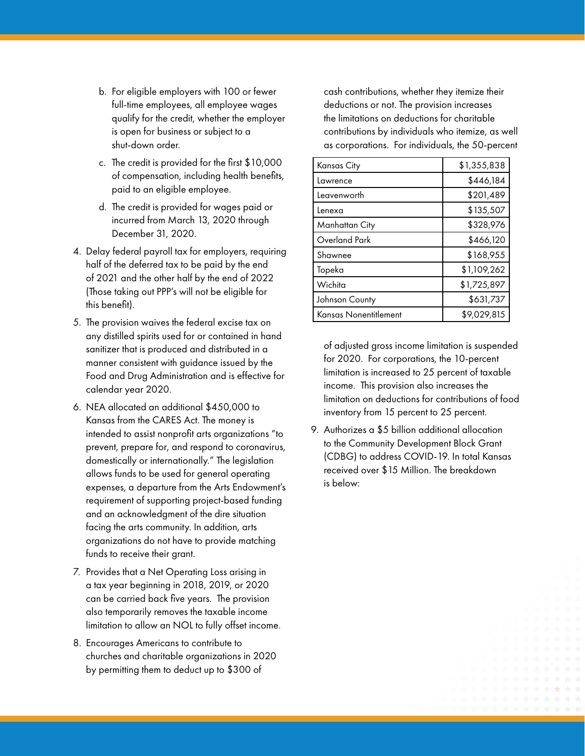b. For eligible employers with 100 or fewer full-time employees, all employee wages qualify for the credit, whether the employer is open for business or subject to a shut-down order.

c. The credit is provided for the first $10,000 of compensation, including health benefits, paid to an eligible employee.

d. The credit is provided for wages paid or incurred from March 13, 2020 through December 31, 2020.

4. Delay federal payroll tax for employers, requiring half of the deferred tax to be paid by the end of 2021 and the other half by the end of 2022 (Those taking out PPP's will not be eligible for this benefit).

5. The provision waives the federal excise tax on any distilled spirits used for or contained in hand sanitizer that is produced and distributed in a manner consistent with guidance issued by the Food and Drug Administration and is effective for calendar year 2020.

6. NEA allocated an additional $450,000 to Kansas from the CARES Act. The money is intended to assist nonprofit arts organizations "to prevent, prepare for, and respond to coronavirus, domestically or internationally." The legislation allows funds to be used for general operating expenses, a departure from the Arts Endowment's requirement of supporting project-based funding and an acknowledgment of the dire situation facing the arts community. In addition, arts organizations do not have to provide matching funds to receive their grant.

7. Provides that a Net Operating Loss arising in a tax year beginning in 2018, 2019, or 2020 can be carried back five years. The provision also temporarily removes the taxable income limitation to allow an NOL to fully offset income.

8. Encourages Americans to contribute to churches and charitable organizations in 2020 by permitting them to deduct up to $300 of cash contributions, whether they itemize their deductions or not. The provision increases the limitations on deductions for charitable contributions by individuals who itemize, as well as corporations. For individuals, the 50-percent of adjusted gross income limitation is suspended for 2020. For corporations, the 10-percent limitation is increased to 25 percent of taxable income. This provision also increases the limitation on deductions for contributions of food inventory from 15 percent to 25 percent.

9. Authorizes a $5 billion additional allocation to the Community Development Block Grant (CDBG) to address COVID-19. In total Kansas received over $15 Million. The breakdown is below:

| | |
|---|---|
| Kansas City | $1,355,838 |
| Lawrence | $446,184 |
| Leavenworth | $201,489 |
| Lenexa | $135,507 |
| Manhattan City | $328,976 |
| Overland Park | $466,120 |
| Shawnee | $168,955 |
| Topeka | $1,109,262 |
| Wichita | $1,725,897 |
| Johnson County | $631,737 |
| Kansas Nonentitlement | $9,029,815 |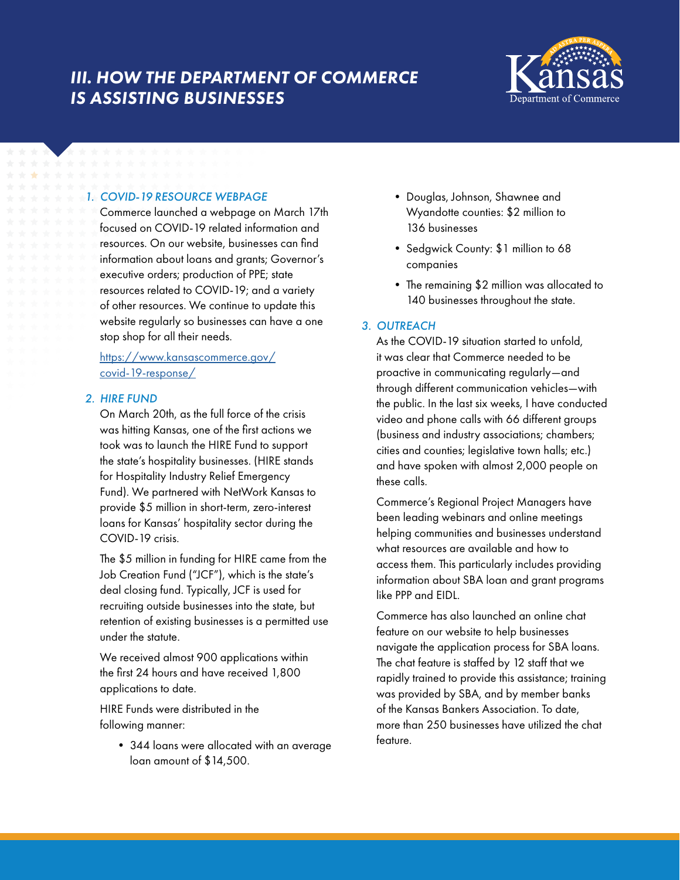## III. HOW THE DEPARTMENT OF COMMERCE IS ASSISTING BUSINESSES

### 1. COVID-19 RESOURCE WEBPAGE

Commerce launched a webpage on March 17th focused on COVID-19 related information and resources. On our website, businesses can find information about loans and grants; Governor's executive orders; production of PPE; state resources related to COVID-19; and a variety of other resources. We continue to update this website regularly so businesses can have a one stop shop for all their needs.

https://www.kansascommerce.gov/covid-19-response/

### 2. HIRE FUND

On March 20th, as the full force of the crisis was hitting Kansas, one of the first actions we took was to launch the HIRE Fund to support the state's hospitality businesses. (HIRE stands for Hospitality Industry Relief Emergency Fund). We partnered with NetWork Kansas to provide $5 million in short-term, zero-interest loans for Kansas' hospitality sector during the COVID-19 crisis.

The $5 million in funding for HIRE came from the Job Creation Fund ("JCF"), which is the state's deal closing fund. Typically, JCF is used for recruiting outside businesses into the state, but retention of existing businesses is a permitted use under the statute.

We received almost 900 applications within the first 24 hours and have received 1,800 applications to date.

HIRE Funds were distributed in the following manner:

- 344 loans were allocated with an average loan amount of $14,500.
- Douglas, Johnson, Shawnee and Wyandotte counties: $2 million to 136 businesses
- Sedgwick County: $1 million to 68 companies
- The remaining $2 million was allocated to 140 businesses throughout the state.

### 3. OUTREACH

As the COVID-19 situation started to unfold, it was clear that Commerce needed to be proactive in communicating regularly—and through different communication vehicles—with the public. In the last six weeks, I have conducted video and phone calls with 66 different groups (business and industry associations; chambers; cities and counties; legislative town halls; etc.) and have spoken with almost 2,000 people on these calls.

Commerce's Regional Project Managers have been leading webinars and online meetings helping communities and businesses understand what resources are available and how to access them. This particularly includes providing information about SBA loan and grant programs like PPP and EIDL.

Commerce has also launched an online chat feature on our website to help businesses navigate the application process for SBA loans. The chat feature is staffed by 12 staff that we rapidly trained to provide this assistance; training was provided by SBA, and by member banks of the Kansas Bankers Association. To date, more than 250 businesses have utilized the chat feature.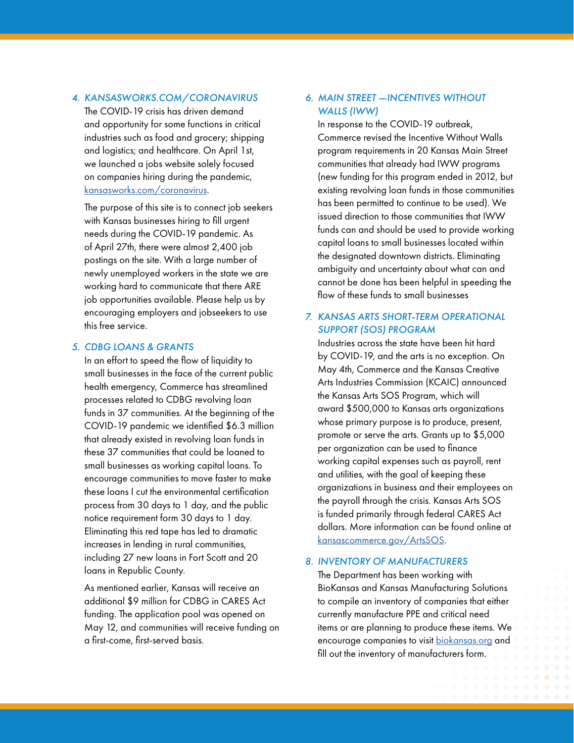### 4. KANSASWORKS.COM/CORONAVIRUS

The COVID-19 crisis has driven demand and opportunity for some functions in critical industries such as food and grocery; shipping and logistics; and healthcare. On April 1st, we launched a jobs website solely focused on companies hiring during the pandemic, kansasworks.com/coronavirus.

The purpose of this site is to connect job seekers with Kansas businesses hiring to fill urgent needs during the COVID-19 pandemic. As of April 27th, there were almost 2,400 job postings on the site. With a large number of newly unemployed workers in the state we are working hard to communicate that there ARE job opportunities available. Please help us by encouraging employers and jobseekers to use this free service.

### 5. CDBG LOANS & GRANTS

In an effort to speed the flow of liquidity to small businesses in the face of the current public health emergency, Commerce has streamlined processes related to CDBG revolving loan funds in 37 communities. At the beginning of the COVID-19 pandemic we identified $6.3 million that already existed in revolving loan funds in these 37 communities that could be loaned to small businesses as working capital loans. To encourage communities to move faster to make these loans I cut the environmental certification process from 30 days to 1 day, and the public notice requirement form 30 days to 1 day. Eliminating this red tape has led to dramatic increases in lending in rural communities, including 27 new loans in Fort Scott and 20 loans in Republic County.

As mentioned earlier, Kansas will receive an additional $9 million for CDBG in CARES Act funding. The application pool was opened on May 12, and communities will receive funding on a first-come, first-served basis.

### 6. MAIN STREET —INCENTIVES WITHOUT WALLS (IWW)

In response to the COVID-19 outbreak, Commerce revised the Incentive Without Walls program requirements in 20 Kansas Main Street communities that already had IWW programs (new funding for this program ended in 2012, but existing revolving loan funds in those communities has been permitted to continue to be used). We issued direction to those communities that IWW funds can and should be used to provide working capital loans to small businesses located within the designated downtown districts. Eliminating ambiguity and uncertainty about what can and cannot be done has been helpful in speeding the flow of these funds to small businesses

### 7. KANSAS ARTS SHORT-TERM OPERATIONAL SUPPORT (SOS) PROGRAM

Industries across the state have been hit hard by COVID-19, and the arts is no exception. On May 4th, Commerce and the Kansas Creative Arts Industries Commission (KCAIC) announced the Kansas Arts SOS Program, which will award $500,000 to Kansas arts organizations whose primary purpose is to produce, present, promote or serve the arts. Grants up to $5,000 per organization can be used to finance working capital expenses such as payroll, rent and utilities, with the goal of keeping these organizations in business and their employees on the payroll through the crisis. Kansas Arts SOS is funded primarily through federal CARES Act dollars. More information can be found online at kansascommerce.gov/ArtsSOS.

### 8. INVENTORY OF MANUFACTURERS

The Department has been working with BioKansas and Kansas Manufacturing Solutions to compile an inventory of companies that either currently manufacture PPE and critical need items or are planning to produce these items. We encourage companies to visit biokansas.org and fill out the inventory of manufacturers form.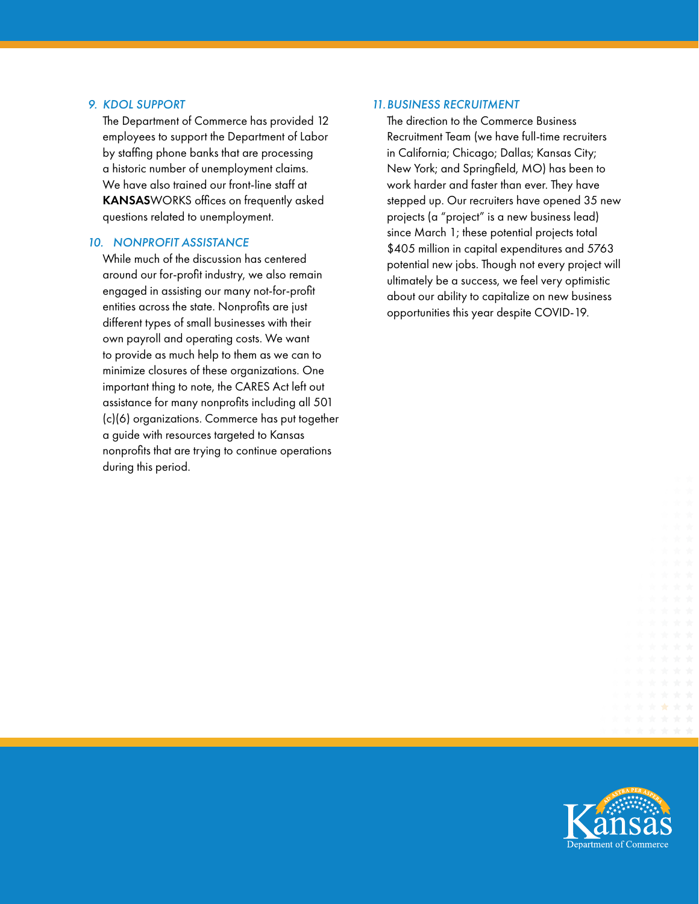### *9. KDOL SUPPORT*

The Department of Commerce has provided 12 employees to support the Department of Labor by staffing phone banks that are processing a historic number of unemployment claims. We have also trained our front-line staff at **KANSAS**WORKS offices on frequently asked questions related to unemployment.

### *10. NONPROFIT ASSISTANCE*

While much of the discussion has centered around our for-profit industry, we also remain engaged in assisting our many not-for-profit entities across the state. Nonprofits are just different types of small businesses with their own payroll and operating costs. We want to provide as much help to them as we can to minimize closures of these organizations. One important thing to note, the CARES Act left out assistance for many nonprofits including all 501 (c)(6) organizations. Commerce has put together a guide with resources targeted to Kansas nonprofits that are trying to continue operations during this period.

### *11. BUSINESS RECRUITMENT*

The direction to the Commerce Business Recruitment Team (we have full-time recruiters in California; Chicago; Dallas; Kansas City; New York; and Springfield, MO) has been to work harder and faster than ever. They have stepped up. Our recruiters have opened 35 new projects (a "project" is a new business lead) since March 1; these potential projects total $405 million in capital expenditures and 5763 potential new jobs. Though not every project will ultimately be a success, we feel very optimistic about our ability to capitalize on new business opportunities this year despite COVID-19.